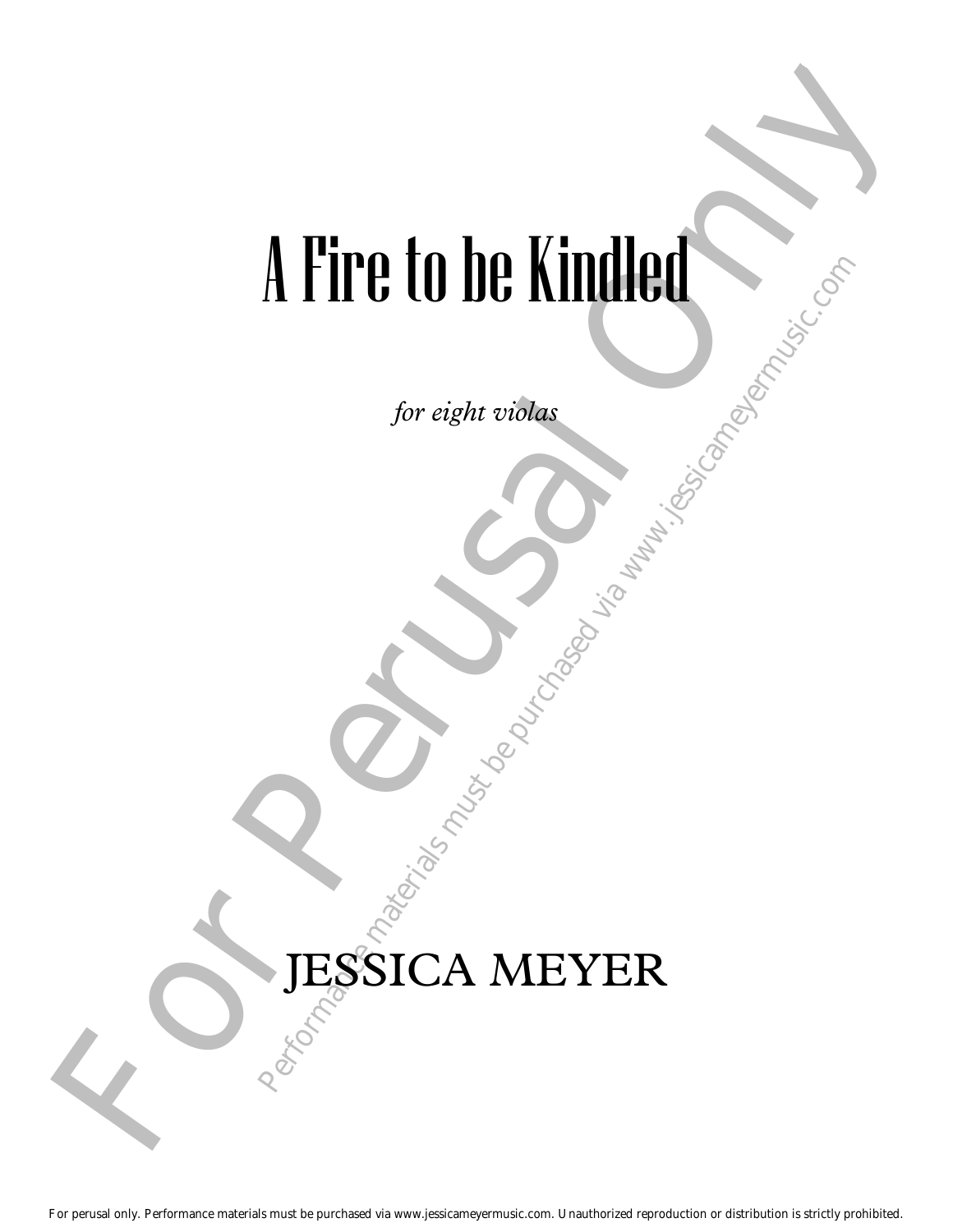# A Fire to be Kindled

*for eight violas*

JESSICA MEYER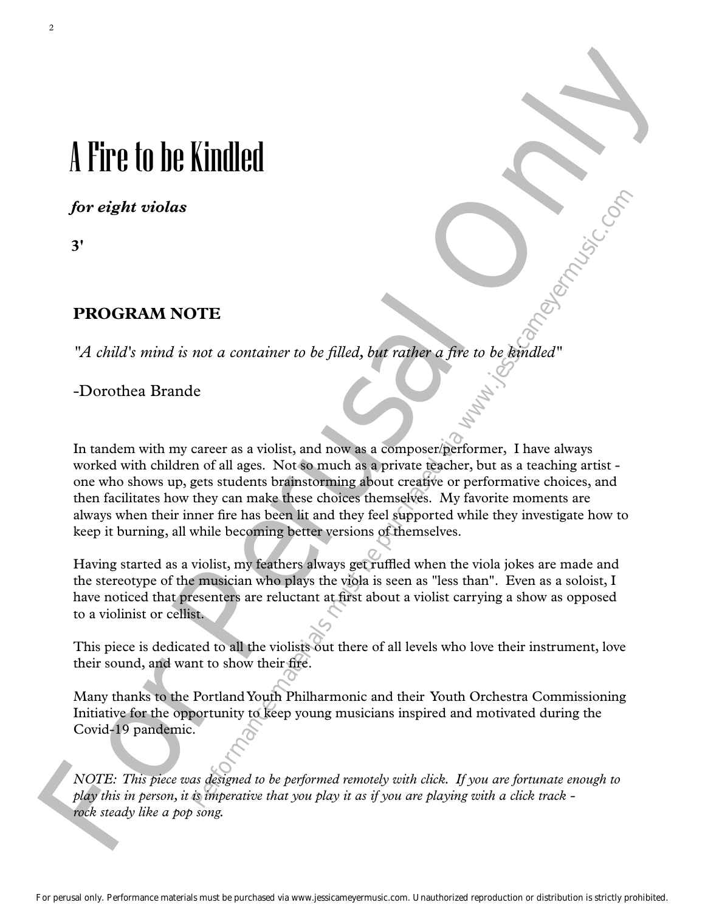# A Fire to be Kindled

***for eight violas***

**3'**

## PROGRAM NOTE

*"A child's mind is not a container to be filled, but rather a fire to be kindled"*

-Dorothea Brande

In tandem with my career as a violist, and now as a composer/performer, I have always worked with children of all ages. Not so much as a private teacher, but as a teaching artist - one who shows up, gets students brainstorming about creative or performative choices, and then facilitates how they can make these choices themselves. My favorite moments are always when their inner fire has been lit and they feel supported while they investigate how to keep it burning, all while becoming better versions of themselves.

Having started as a violist, my feathers always get ruffled when the viola jokes are made and the stereotype of the musician who plays the viola is seen as "less than". Even as a soloist, I have noticed that presenters are reluctant at first about a violist carrying a show as opposed to a violinist or cellist.

This piece is dedicated to all the violists out there of all levels who love their instrument, love their sound, and want to show their fire.

Many thanks to the Portland Youth Philharmonic and their Youth Orchestra Commissioning Initiative for the opportunity to keep young musicians inspired and motivated during the Covid-19 pandemic.

*NOTE: This piece was designed to be performed remotely with click. If you are fortunate enough to play this in person, it is imperative that you play it as if you are playing with a click track - rock steady like a pop song.*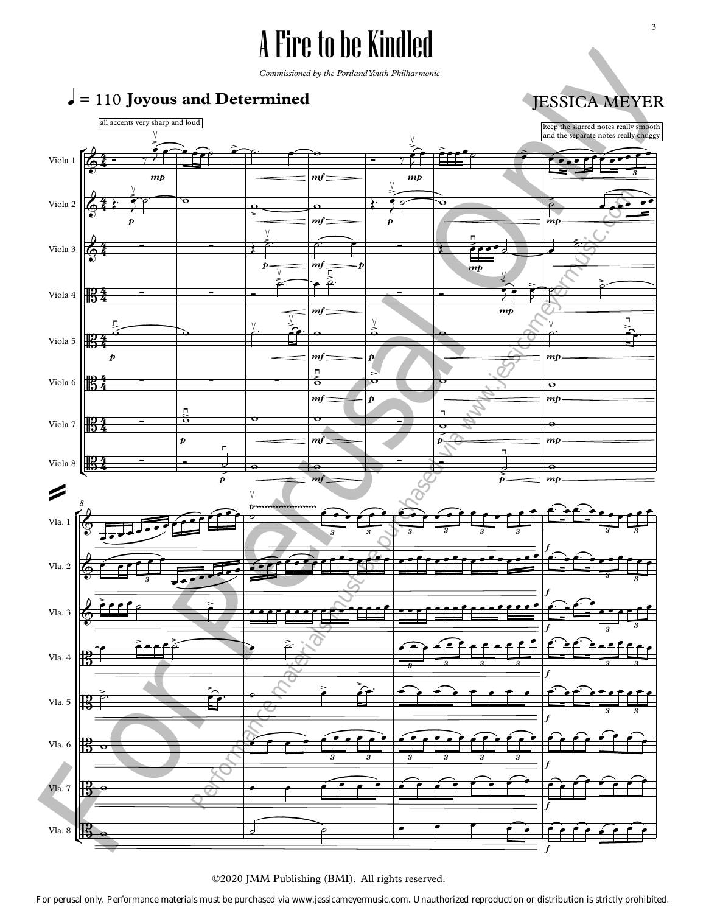# A Fire to be Kindled

*Commissioned by the Portland Youth Philharmonic*

JESSICA MEYER

♩ = 110 **Joyous and Determined**

all accents very sharp and loud

keep the slurred notes really smooth and the separate notes really chuggy

©2020 JMM Publishing (BMI). All rights reserved.

For perusal only. Performance materials must be purchased via www.jessicameyermusic.com. Unauthorized reproduction or distribution is strictly prohibited.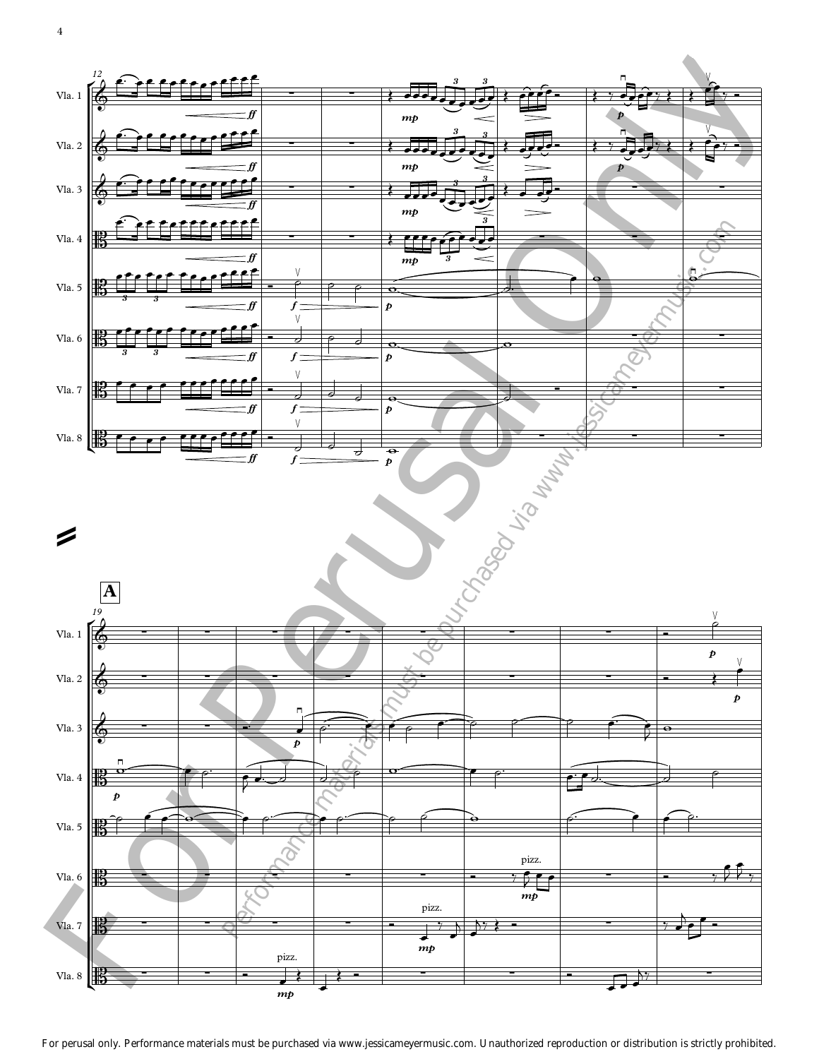For perusal only. Performance materials must be purchased via www.jessicameyermusic.com. Unauthorized reproduction or distribution is strictly prohibited.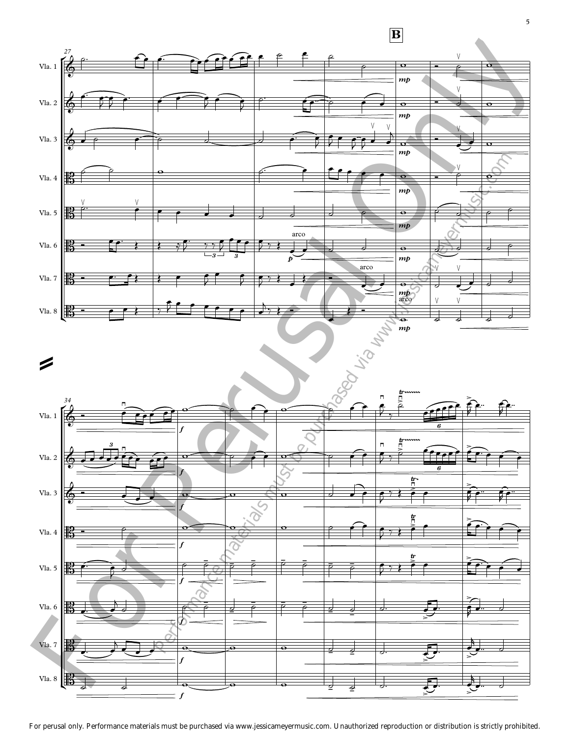For perusal only. Performance materials must be purchased via www.jessicameyermusic.com. Unauthorized reproduction or distribution is strictly prohibited.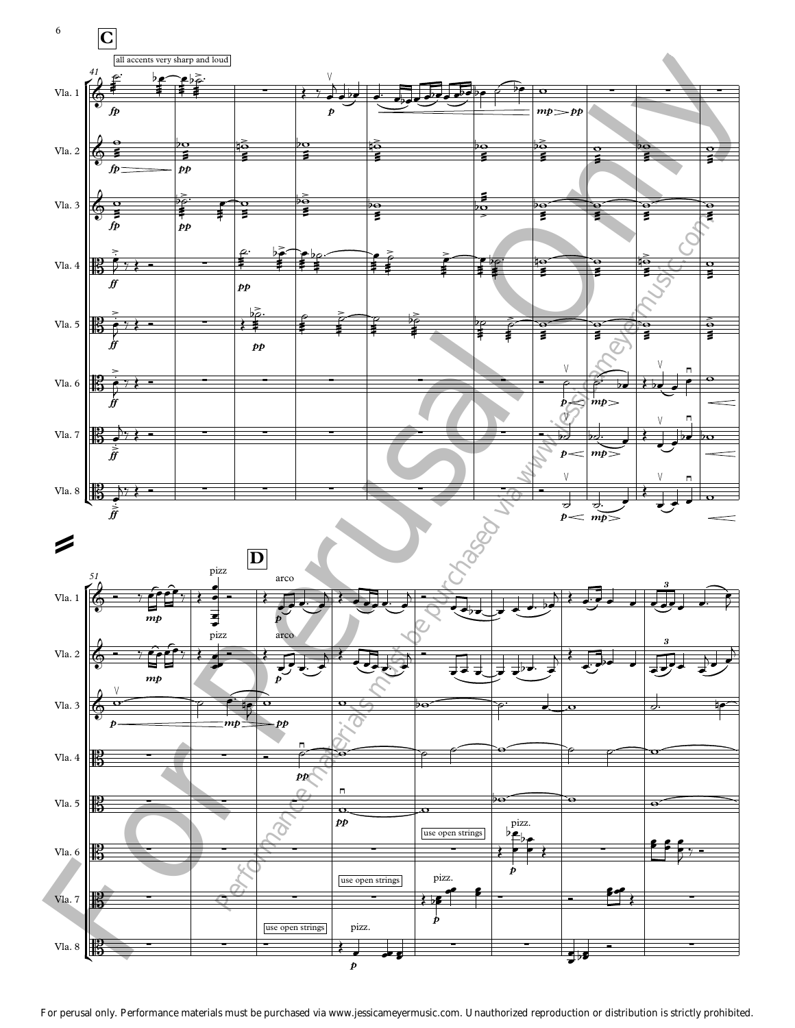**C**

all accents very sharp and loud

Vla. 1
Vla. 2
Vla. 3
Vla. 4
Vla. 5
Vla. 6
Vla. 7
Vla. 8

**D**

pizz

arco

use open strings

pizz.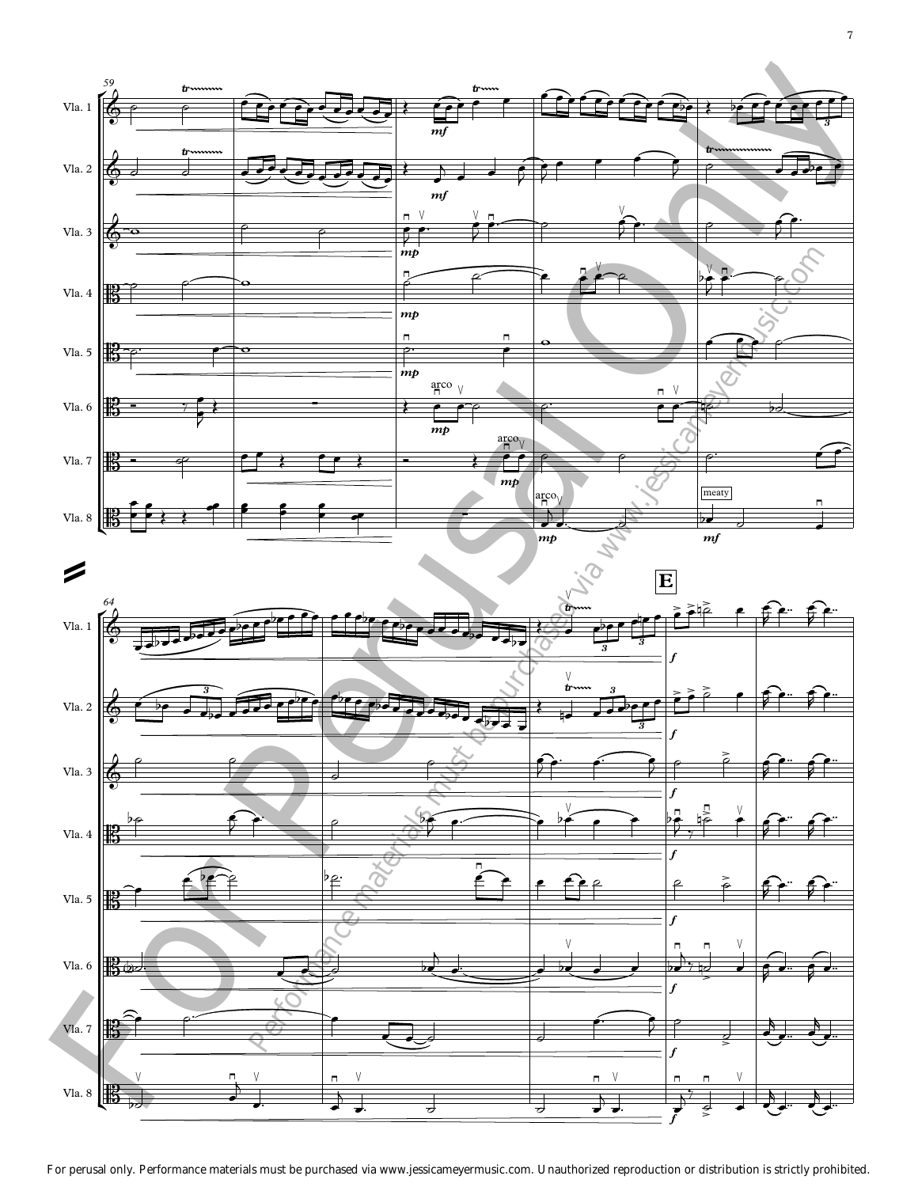For perusal only. Performance materials must be purchased via www.jessicameyermusic.com. Unauthorized reproduction or distribution is strictly prohibited.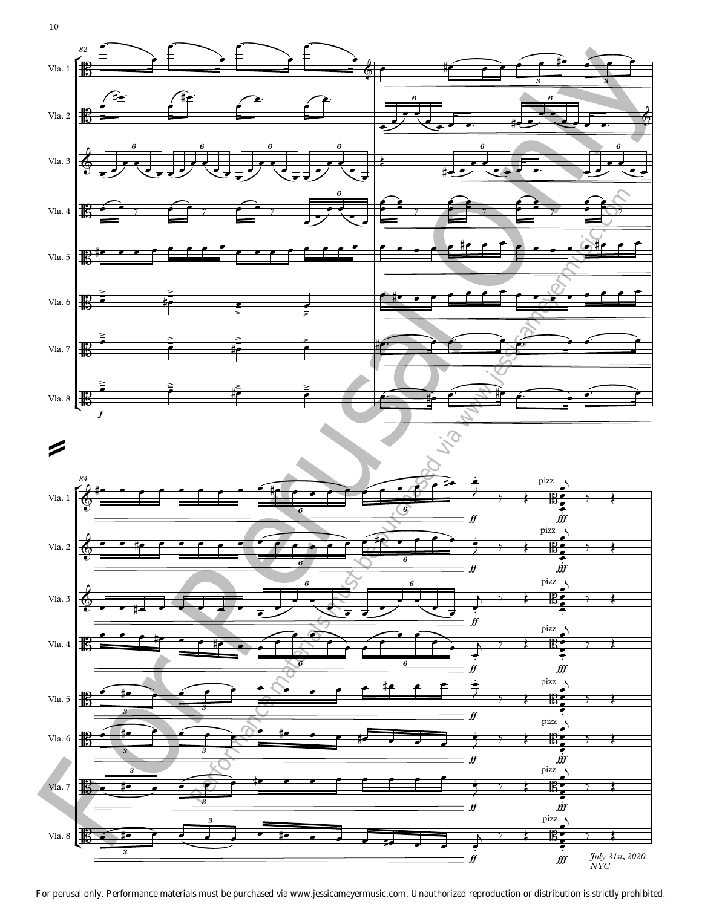July 31st, 2020
NYC

For perusal only. Performance materials must be purchased via www.jessicameyermusic.com. Unauthorized reproduction or distribution is strictly prohibited.